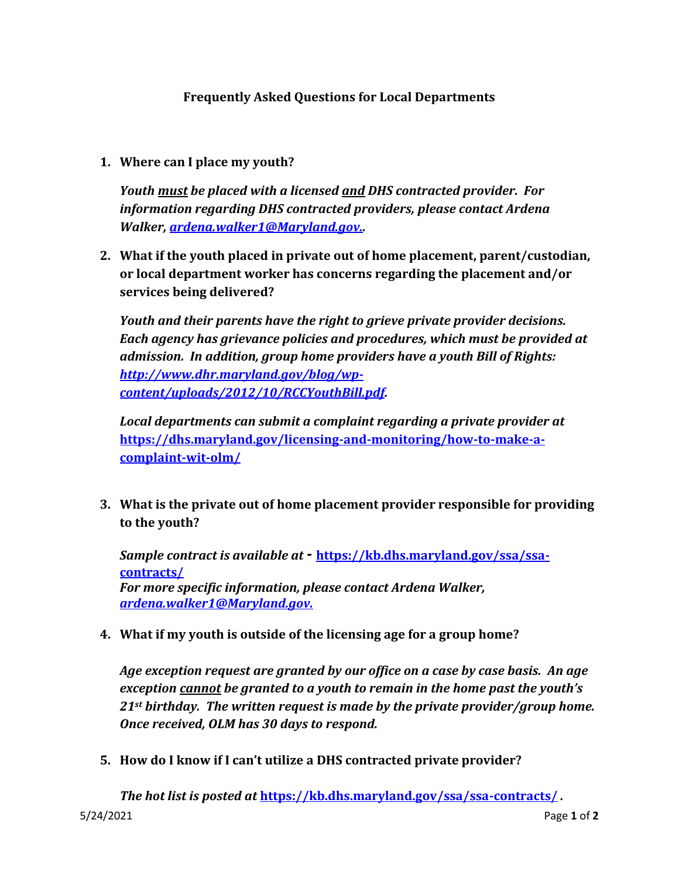# Frequently Asked Questions for Local Departments

1. **Where can I place my youth?**

   ***Youth must be placed with a licensed and DHS contracted provider. For information regarding DHS contracted providers, please contact Ardena Walker, [ardena.walker1@Maryland.gov.](mailto:ardena.walker1@Maryland.gov).***

2. **What if the youth placed in private out of home placement, parent/custodian, or local department worker has concerns regarding the placement and/or services being delivered?**

   ***Youth and their parents have the right to grieve private provider decisions. Each agency has grievance policies and procedures, which must be provided at admission. In addition, group home providers have a youth Bill of Rights: [http://www.dhr.maryland.gov/blog/wp-content/uploads/2012/10/RCCYouthBill.pdf](http://www.dhr.maryland.gov/blog/wp-content/uploads/2012/10/RCCYouthBill.pdf).***

   ***Local departments can submit a complaint regarding a private provider at*** **[https://dhs.maryland.gov/licensing-and-monitoring/how-to-make-a-complaint-wit-olm/](https://dhs.maryland.gov/licensing-and-monitoring/how-to-make-a-complaint-wit-olm/)**

3. **What is the private out of home placement provider responsible for providing to the youth?**

   ***Sample contract is available at -*** **[https://kb.dhs.maryland.gov/ssa/ssa-contracts/](https://kb.dhs.maryland.gov/ssa/ssa-contracts/)**
   ***For more specific information, please contact Ardena Walker, [ardena.walker1@Maryland.gov.](mailto:ardena.walker1@Maryland.gov)***

4. **What if my youth is outside of the licensing age for a group home?**

   ***Age exception request are granted by our office on a case by case basis. An age exception cannot be granted to a youth to remain in the home past the youth's 21st birthday. The written request is made by the private provider/group home. Once received, OLM has 30 days to respond.***

5. **How do I know if I can't utilize a DHS contracted private provider?**

   ***The hot list is posted at*** **[https://kb.dhs.maryland.gov/ssa/ssa-contracts/](https://kb.dhs.maryland.gov/ssa/ssa-contracts/)** ***.***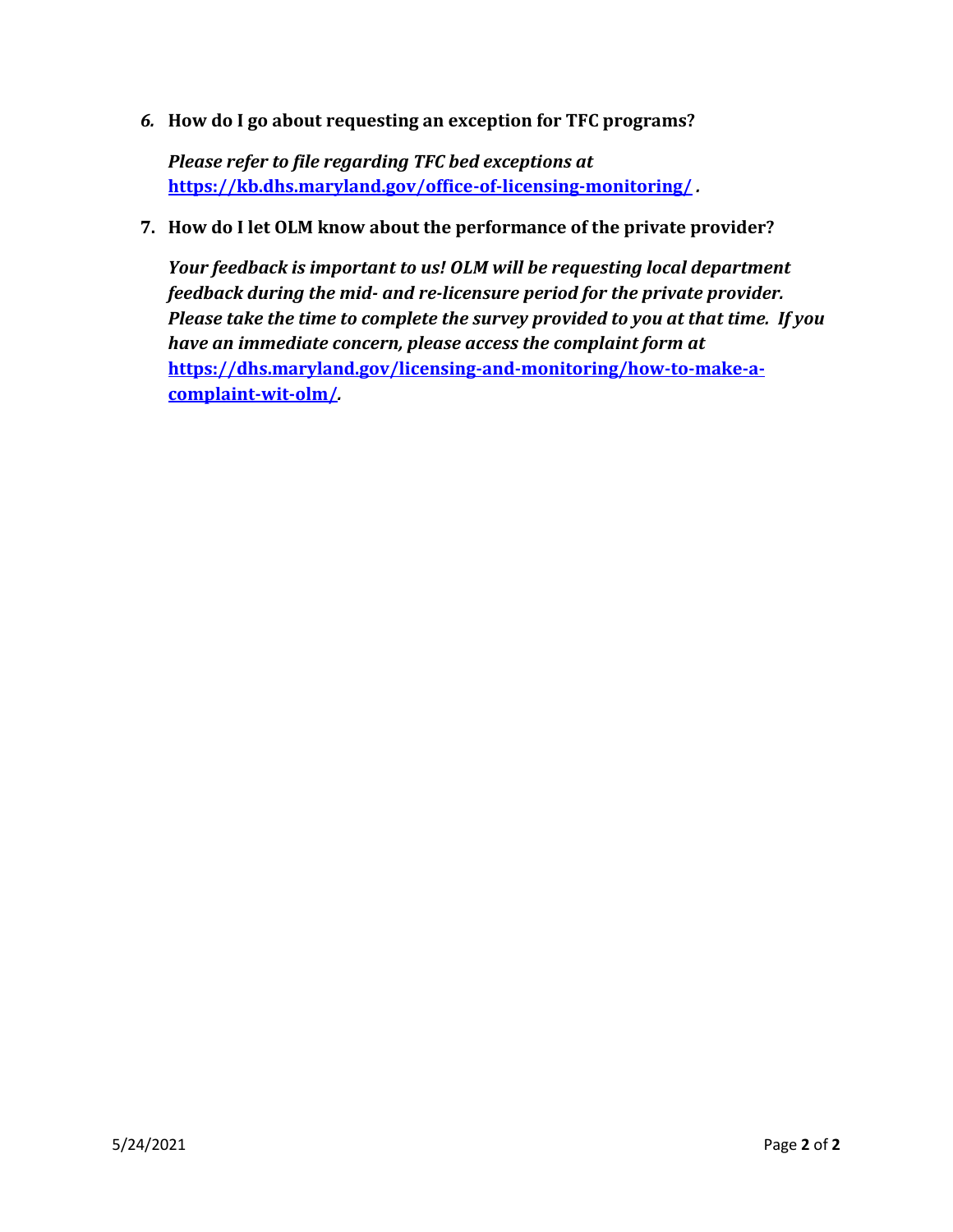*6.* **How do I go about requesting an exception for TFC programs?**

***Please refer to file regarding TFC bed exceptions at [https://kb.dhs.maryland.gov/office-of-licensing-monitoring/](https://kb.dhs.maryland.gov/office-of-licensing-monitoring/) .***

**7. How do I let OLM know about the performance of the private provider?**

***Your feedback is important to us! OLM will be requesting local department feedback during the mid- and re-licensure period for the private provider. Please take the time to complete the survey provided to you at that time. If you have an immediate concern, please access the complaint form at [https://dhs.maryland.gov/licensing-and-monitoring/how-to-make-a-complaint-wit-olm/](https://dhs.maryland.gov/licensing-and-monitoring/how-to-make-a-complaint-wit-olm/).***

5/24/2021